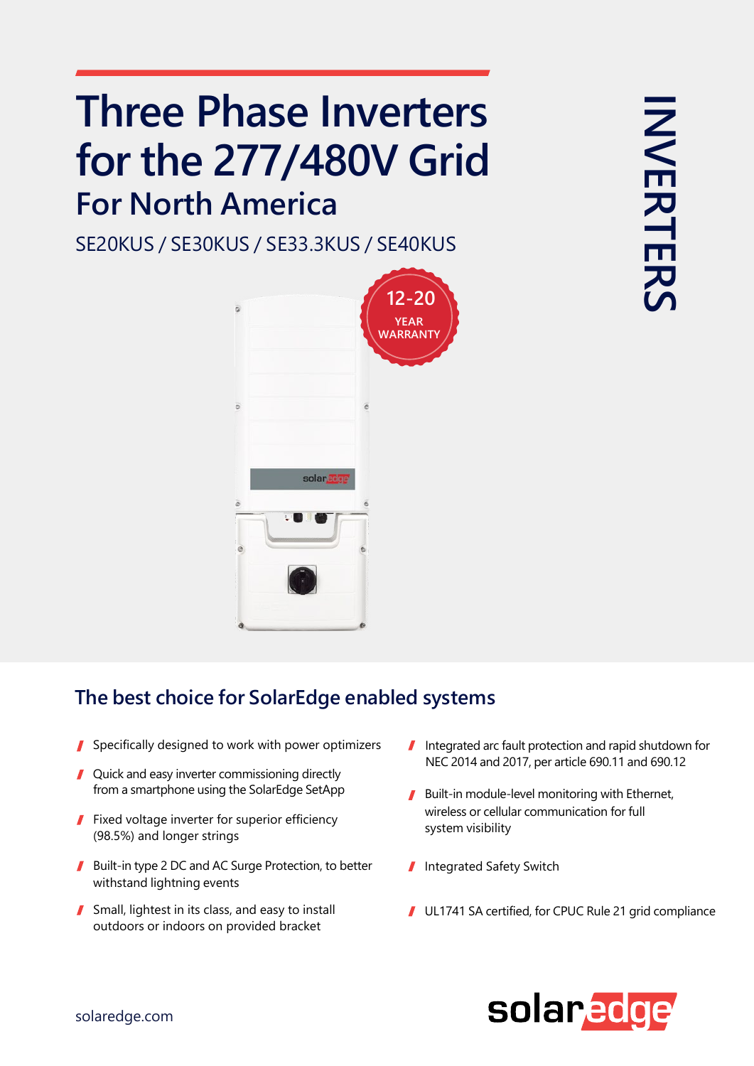# Three Phase Inverters for the 277/480V Grid

## For North America

SE20KUS / SE30KUS / SE33.3KUS / SE40KUS

12-20 YEAR WARRANTY

INVERTERS

## The best choice for SolarEdge enabled systems

- Specifically designed to work with power optimizers
- Quick and easy inverter commissioning directly from a smartphone using the SolarEdge SetApp
- Fixed voltage inverter for superior efficiency (98.5%) and longer strings
- Built-in type 2 DC and AC Surge Protection, to better withstand lightning events
- Small, lightest in its class, and easy to install outdoors or indoors on provided bracket
- Integrated arc fault protection and rapid shutdown for NEC 2014 and 2017, per article 690.11 and 690.12
- Built-in module-level monitoring with Ethernet, wireless or cellular communication for full system visibility
- Integrated Safety Switch
- UL1741 SA certified, for CPUC Rule 21 grid compliance

solaredge.com

solaredge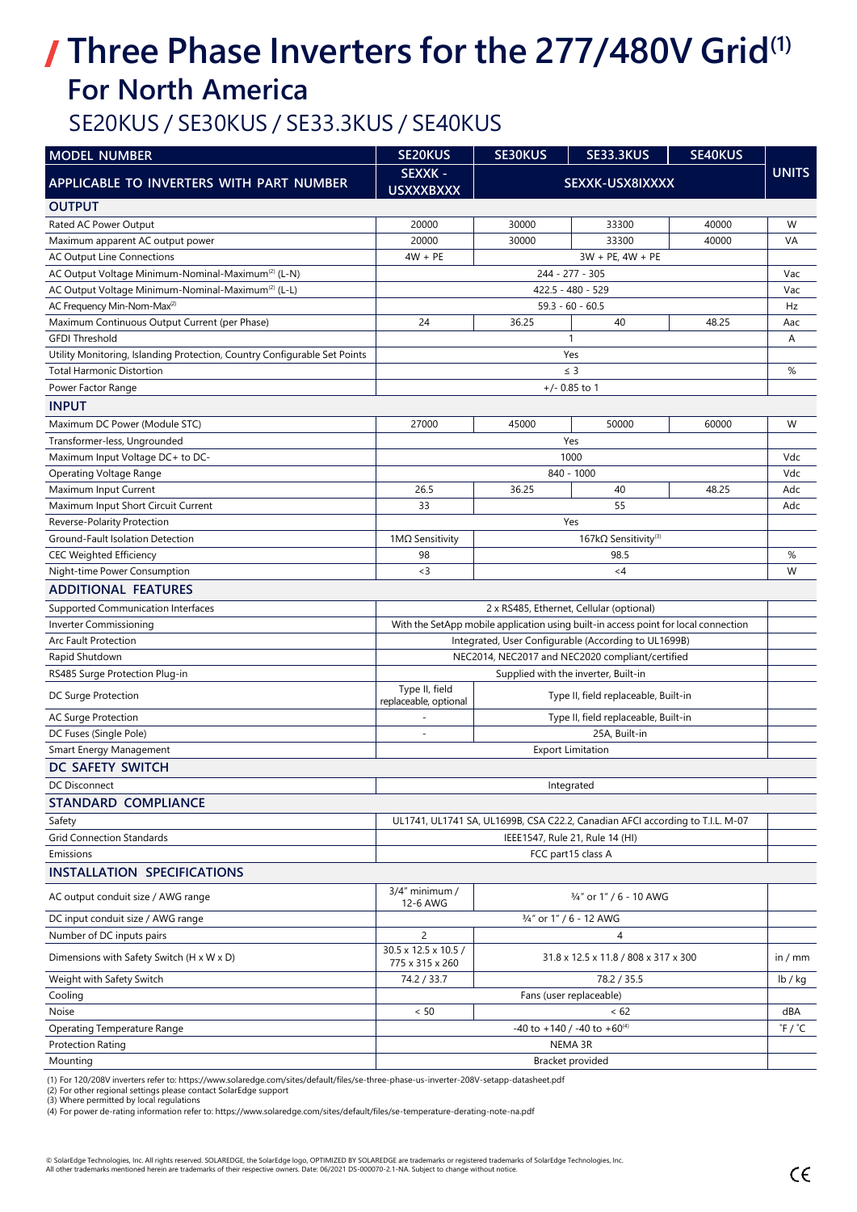# Three Phase Inverters for the 277/480V Grid[1]

## For North America

### SE20KUS / SE30KUS / SE33.3KUS / SE40KUS

| MODEL NUMBER | SE20KUS | SE30KUS | SE33.3KUS | SE40KUS | UNITS |
|---|---|---|---|---|---|
| APPLICABLE TO INVERTERS WITH PART NUMBER | SEXXK - USXXXBXXX | SEXXK-USX8IXXXX | | | |
| **OUTPUT** | | | | | |
| Rated AC Power Output | 20000 | 30000 | 33300 | 40000 | W |
| Maximum apparent AC output power | 20000 | 30000 | 33300 | 40000 | VA |
| AC Output Line Connections | 4W + PE | 3W + PE, 4W + PE | | | |
| AC Output Voltage Minimum-Nominal-Maximum[2] (L-N) | 244 - 277 - 305 | | | | Vac |
| AC Output Voltage Minimum-Nominal-Maximum[2] (L-L) | 422.5 - 480 - 529 | | | | Vac |
| AC Frequency Min-Nom-Max[2] | 59.3 - 60 - 60.5 | | | | Hz |
| Maximum Continuous Output Current (per Phase) | 24 | 36.25 | 40 | 48.25 | Aac |
| GFDI Threshold | 1 | | | | A |
| Utility Monitoring, Islanding Protection, Country Configurable Set Points | Yes | | | | |
| Total Harmonic Distortion | ≤ 3 | | | | % |
| Power Factor Range | +/- 0.85 to 1 | | | | |
| **INPUT** | | | | | |
| Maximum DC Power (Module STC) | 27000 | 45000 | 50000 | 60000 | W |
| Transformer-less, Ungrounded | Yes | | | | |
| Maximum Input Voltage DC+ to DC- | 1000 | | | | Vdc |
| Operating Voltage Range | 840 - 1000 | | | | Vdc |
| Maximum Input Current | 26.5 | 36.25 | 40 | 48.25 | Adc |
| Maximum Input Short Circuit Current | 33 | 55 | | | Adc |
| Reverse-Polarity Protection | Yes | | | | |
| Ground-Fault Isolation Detection | 1MΩ Sensitivity | 167kΩ Sensitivity[3] | | | |
| CEC Weighted Efficiency | 98 | 98.5 | | | % |
| Night-time Power Consumption | <3 | <4 | | | W |
| **ADDITIONAL FEATURES** | | | | | |
| Supported Communication Interfaces | 2 x RS485, Ethernet, Cellular (optional) | | | | |
| Inverter Commissioning | With the SetApp mobile application using built-in access point for local connection | | | | |
| Arc Fault Protection | Integrated, User Configurable (According to UL1699B) | | | | |
| Rapid Shutdown | NEC2014, NEC2017 and NEC2020 compliant/certified | | | | |
| RS485 Surge Protection Plug-in | Supplied with the inverter, Built-in | | | | |
| DC Surge Protection | Type II, field replaceable, optional | Type II, field replaceable, Built-in | | | |
| AC Surge Protection | - | Type II, field replaceable, Built-in | | | |
| DC Fuses (Single Pole) | - | 25A, Built-in | | | |
| Smart Energy Management | Export Limitation | | | | |
| **DC SAFETY SWITCH** | | | | | |
| DC Disconnect | Integrated | | | | |
| **STANDARD COMPLIANCE** | | | | | |
| Safety | UL1741, UL1741 SA, UL1699B, CSA C22.2, Canadian AFCI according to T.I.L. M-07 | | | | |
| Grid Connection Standards | IEEE1547, Rule 21, Rule 14 (HI) | | | | |
| Emissions | FCC part15 class A | | | | |
| **INSTALLATION SPECIFICATIONS** | | | | | |
| AC output conduit size / AWG range | 3/4" minimum / 12-6 AWG | ¾" or 1" / 6 - 10 AWG | | | |
| DC input conduit size / AWG range | ¾" or 1" / 6 - 12 AWG | | | | |
| Number of DC inputs pairs | 2 | 4 | | | |
| Dimensions with Safety Switch (H x W x D) | 30.5 x 12.5 x 10.5 / 775 x 315 x 260 | 31.8 x 12.5 x 11.8 / 808 x 317 x 300 | | | in / mm |
| Weight with Safety Switch | 74.2 / 33.7 | 78.2 / 35.5 | | | lb / kg |
| Cooling | Fans (user replaceable) | | | | |
| Noise | < 50 | < 62 | | | dBA |
| Operating Temperature Range | -40 to +140 / -40 to +60[4] | | | | ˚F / ˚C |
| Protection Rating | NEMA 3R | | | | |
| Mounting | Bracket provided | | | | |

(1) For 120/208V inverters refer to: https://www.solaredge.com/sites/default/files/se-three-phase-us-inverter-208V-setapp-datasheet.pdf
(2) For other regional settings please contact SolarEdge support
(3) Where permitted by local regulations
(4) For power de-rating information refer to: https://www.solaredge.com/sites/default/files/se-temperature-derating-note-na.pdf

© SolarEdge Technologies, Inc. All rights reserved. SOLAREDGE, the SolarEdge logo, OPTIMIZED BY SOLAREDGE are trademarks or registered trademarks of SolarEdge Technologies, Inc. All other trademarks mentioned herein are trademarks of their respective owners. Date: 06/2021 DS-000070-2.1-NA. Subject to change without notice.